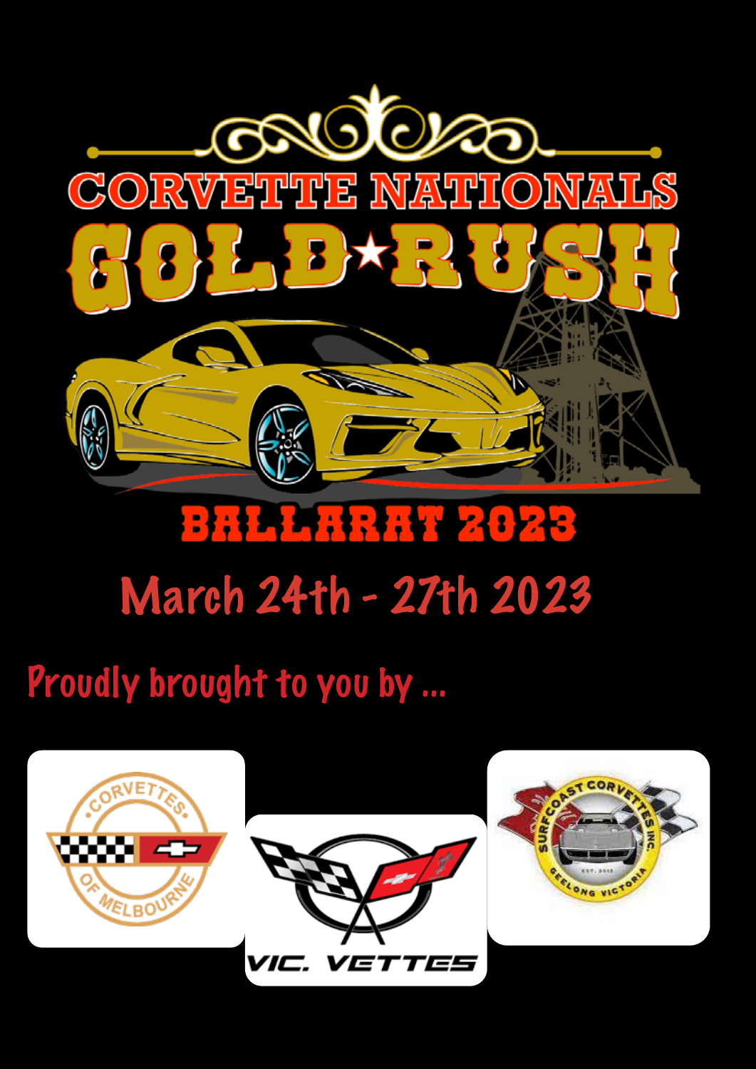# CORVETTE NATIONALS

# GOLD★RUSH

## BALLARAT 2023

## March 24th - 27th 2023

Proudly brought to you by ...

CORVETTES OF MELBOURNE

VIC. VETTES

SURFCOAST CORVETTES INC. EST. 2018 GEELONG VICTORIA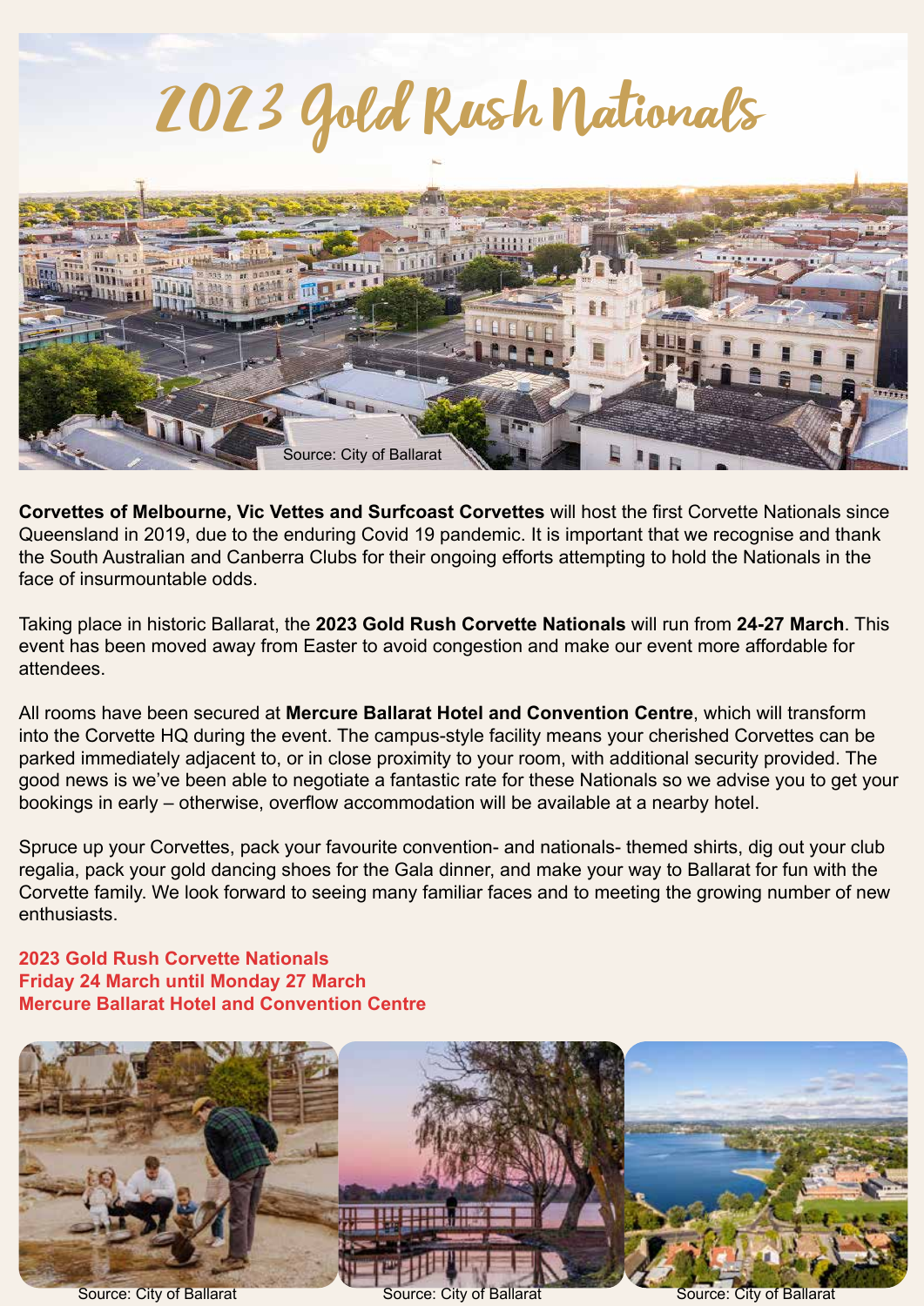# 2023 Gold Rush Nationals

Source: City of Ballarat

**Corvettes of Melbourne, Vic Vettes and Surfcoast Corvettes** will host the first Corvette Nationals since Queensland in 2019, due to the enduring Covid 19 pandemic. It is important that we recognise and thank the South Australian and Canberra Clubs for their ongoing efforts attempting to hold the Nationals in the face of insurmountable odds.

Taking place in historic Ballarat, the **2023 Gold Rush Corvette Nationals** will run from **24-27 March**. This event has been moved away from Easter to avoid congestion and make our event more affordable for attendees.

All rooms have been secured at **Mercure Ballarat Hotel and Convention Centre**, which will transform into the Corvette HQ during the event. The campus-style facility means your cherished Corvettes can be parked immediately adjacent to, or in close proximity to your room, with additional security provided. The good news is we've been able to negotiate a fantastic rate for these Nationals so we advise you to get your bookings in early – otherwise, overflow accommodation will be available at a nearby hotel.

Spruce up your Corvettes, pack your favourite convention- and nationals- themed shirts, dig out your club regalia, pack your gold dancing shoes for the Gala dinner, and make your way to Ballarat for fun with the Corvette family. We look forward to seeing many familiar faces and to meeting the growing number of new enthusiasts.

**2023 Gold Rush Corvette Nationals**
**Friday 24 March until Monday 27 March**
**Mercure Ballarat Hotel and Convention Centre**

Source: City of Ballarat

Source: City of Ballarat

Source: City of Ballarat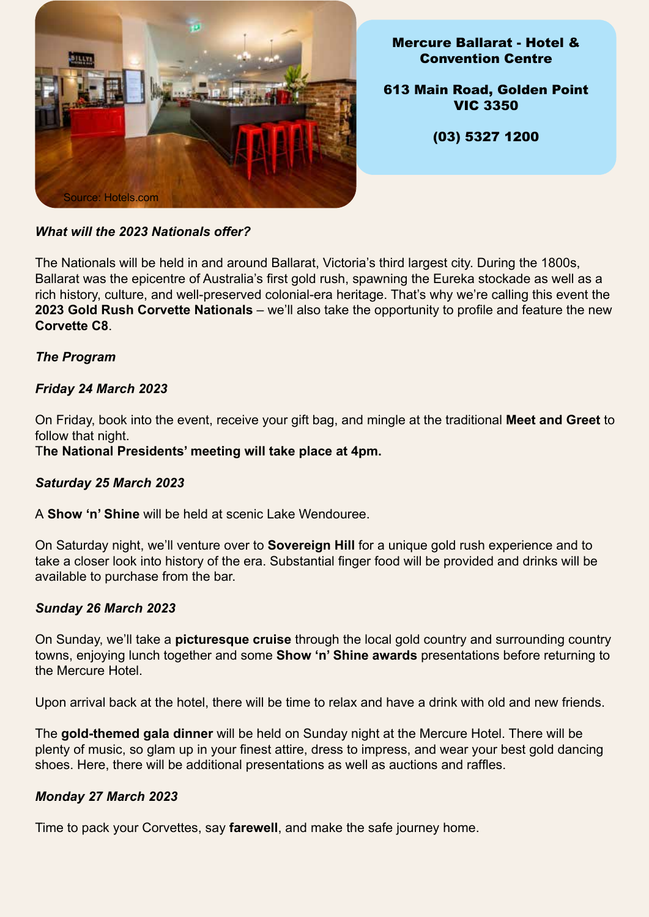Source: Hotels.com

**Mercure Ballarat - Hotel & Convention Centre**

**613 Main Road, Golden Point VIC 3350**

**(03) 5327 1200**

***What will the 2023 Nationals offer?***

The Nationals will be held in and around Ballarat, Victoria's third largest city. During the 1800s, Ballarat was the epicentre of Australia's first gold rush, spawning the Eureka stockade as well as a rich history, culture, and well-preserved colonial-era heritage. That's why we're calling this event the **2023 Gold Rush Corvette Nationals** – we'll also take the opportunity to profile and feature the new **Corvette C8**.

***The Program***

***Friday 24 March 2023***

On Friday, book into the event, receive your gift bag, and mingle at the traditional **Meet and Greet** to follow that night.
T**he National Presidents' meeting will take place at 4pm.**

***Saturday 25 March 2023***

A **Show 'n' Shine** will be held at scenic Lake Wendouree.

On Saturday night, we'll venture over to **Sovereign Hill** for a unique gold rush experience and to take a closer look into history of the era. Substantial finger food will be provided and drinks will be available to purchase from the bar.

***Sunday 26 March 2023***

On Sunday, we'll take a **picturesque cruise** through the local gold country and surrounding country towns, enjoying lunch together and some **Show 'n' Shine awards** presentations before returning to the Mercure Hotel.

Upon arrival back at the hotel, there will be time to relax and have a drink with old and new friends.

The **gold-themed gala dinner** will be held on Sunday night at the Mercure Hotel. There will be plenty of music, so glam up in your finest attire, dress to impress, and wear your best gold dancing shoes. Here, there will be additional presentations as well as auctions and raffles.

***Monday 27 March 2023***

Time to pack your Corvettes, say **farewell**, and make the safe journey home.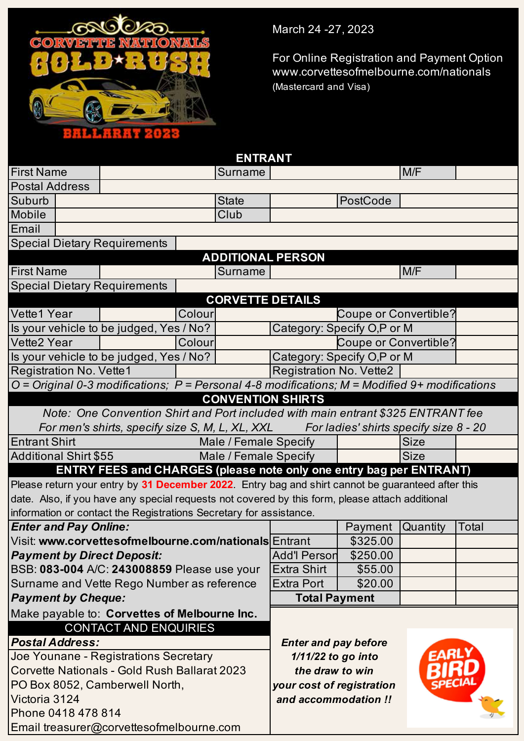CORVETTE NATIONALS GOLD★RUSH BALLARAT 2023

March 24 -27, 2023

For Online Registration and Payment Option
www.corvettesofmelbourne.com/nationals
(Mastercard and Visa)

## ENTRANT

| | | | | | |
|---|---|---|---|---|---|
| First Name | | Surname | | M/F | |
| Postal Address | | | | | |
| Suburb | | State | | PostCode | |
| Mobile | | Club | | | |
| Email | | | | | |
| Special Dietary Requirements | | | | | |

## ADDITIONAL PERSON

| | | | | | |
|---|---|---|---|---|---|
| First Name | | Surname | | M/F | |
| Special Dietary Requirements | | | | | |

## CORVETTE DETAILS

| | | | | | |
|---|---|---|---|---|---|
| Vette1 Year | | Colour | | Coupe or Convertible? | |
| Is your vehicle to be judged, Yes / No? | | | Category: Specify O,P or M | | |
| Vette2 Year | | Colour | | Coupe or Convertible? | |
| Is your vehicle to be judged, Yes / No? | | | Category: Specify O,P or M | | |
| Registration No. Vette1 | | | Registration No. Vette2 | | |

*O = Original 0-3 modifications; P = Personal 4-8 modifications; M = Modified 9+ modifications*

## CONVENTION SHIRTS

*Note: One Convention Shirt and Port included with main entrant $325 ENTRANT fee*

*For men's shirts, specify size S, M, L, XL, XXL* *For ladies' shirts specify size 8 - 20*

| | | | | |
|---|---|---|---|---|
| Entrant Shirt | Male / Female Specify | | Size | |
| Additional Shirt $55 | Male / Female Specify | | Size | |

## ENTRY FEES and CHARGES (please note only one entry bag per ENTRANT)

Please return your entry by **31 December 2022**. Entry bag and shirt cannot be guaranteed after this date. Also, if you have any special requests not covered by this form, please attach additional information or contact the Registrations Secretary for assistance.

***Enter and Pay Online:***
Visit: **www.corvettesofmelbourne.com/nationals**

***Payment by Direct Deposit:***
BSB: **083-004** A/C: **243008859** Please use your Surname and Vette Rego Number as reference

***Payment by Cheque:***
Make payable to: **Corvettes of Melbourne Inc.**

| | Payment | Quantity | Total |
|---|---|---|---|
| Entrant | $325.00 | | |
| Add'l Person | $250.00 | | |
| Extra Shirt | $55.00 | | |
| Extra Port | $20.00 | | |
| **Total Payment** | | | |

## CONTACT AND ENQUIRIES

***Postal Address:***
Joe Younane - Registrations Secretary
Corvette Nationals - Gold Rush Ballarat 2023
PO Box 8052, Camberwell North,
Victoria 3124
Phone 0418 478 814
Email treasurer@corvettesofmelbourne.com

***Enter and pay before 1/11/22 to go into the draw to win your cost of registration and accommodation !!***

EARLY BIRD SPECIAL